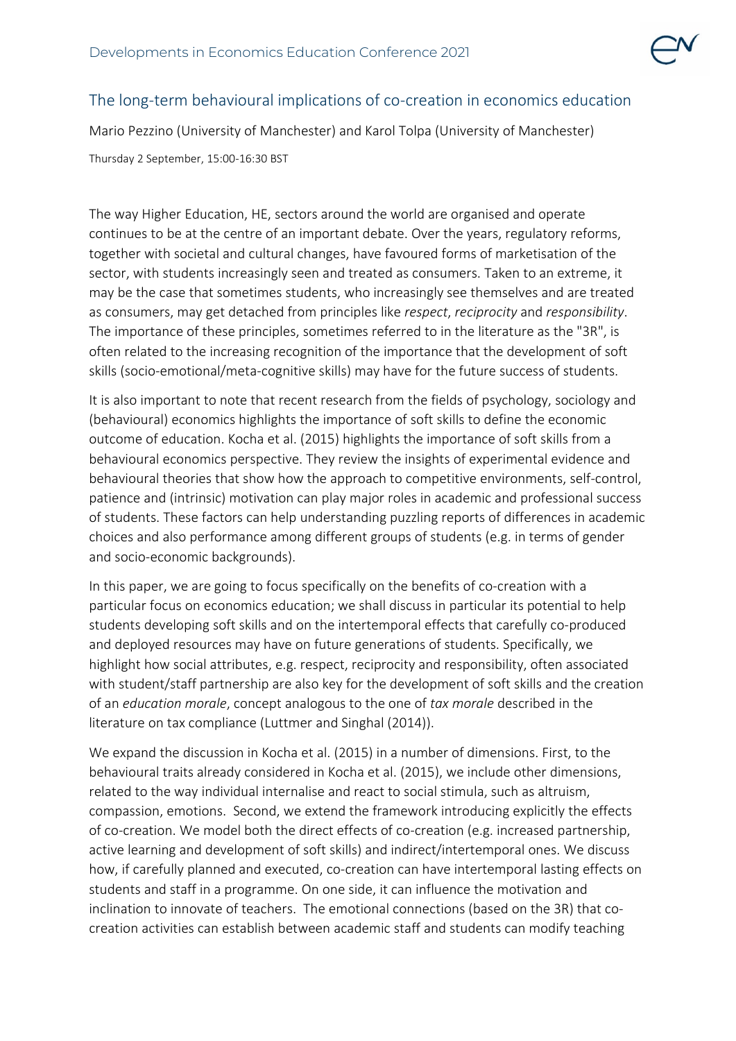## The long-term behavioural implications of co-creation in economics education

Mario Pezzino (University of Manchester) and Karol Tolpa (University of Manchester)

Thursday 2 September, 15:00-16:30 BST

The way Higher Education, HE, sectors around the world are organised and operate continues to be at the centre of an important debate. Over the years, regulatory reforms, together with societal and cultural changes, have favoured forms of marketisation of the sector, with students increasingly seen and treated as consumers. Taken to an extreme, it may be the case that sometimes students, who increasingly see themselves and are treated as consumers, may get detached from principles like *respect*, *reciprocity* and *responsibility*. The importance of these principles, sometimes referred to in the literature as the "3R", is often related to the increasing recognition of the importance that the development of soft skills (socio-emotional/meta-cognitive skills) may have for the future success of students.

It is also important to note that recent research from the fields of psychology, sociology and (behavioural) economics highlights the importance of soft skills to define the economic outcome of education. Kocha et al. (2015) highlights the importance of soft skills from a behavioural economics perspective. They review the insights of experimental evidence and behavioural theories that show how the approach to competitive environments, self-control, patience and (intrinsic) motivation can play major roles in academic and professional success of students. These factors can help understanding puzzling reports of differences in academic choices and also performance among different groups of students (e.g. in terms of gender and socio-economic backgrounds).

In this paper, we are going to focus specifically on the benefits of co-creation with a particular focus on economics education; we shall discuss in particular its potential to help students developing soft skills and on the intertemporal effects that carefully co-produced and deployed resources may have on future generations of students. Specifically, we highlight how social attributes, e.g. respect, reciprocity and responsibility, often associated with student/staff partnership are also key for the development of soft skills and the creation of an *education morale*, concept analogous to the one of *tax morale* described in the literature on tax compliance (Luttmer and Singhal (2014)).

We expand the discussion in Kocha et al. (2015) in a number of dimensions. First, to the behavioural traits already considered in Kocha et al. (2015), we include other dimensions, related to the way individual internalise and react to social stimula, such as altruism, compassion, emotions. Second, we extend the framework introducing explicitly the effects of co-creation. We model both the direct effects of co-creation (e.g. increased partnership, active learning and development of soft skills) and indirect/intertemporal ones. We discuss how, if carefully planned and executed, co-creation can have intertemporal lasting effects on students and staff in a programme. On one side, it can influence the motivation and inclination to innovate of teachers. The emotional connections (based on the 3R) that co-creation activities can establish between academic staff and students can modify teaching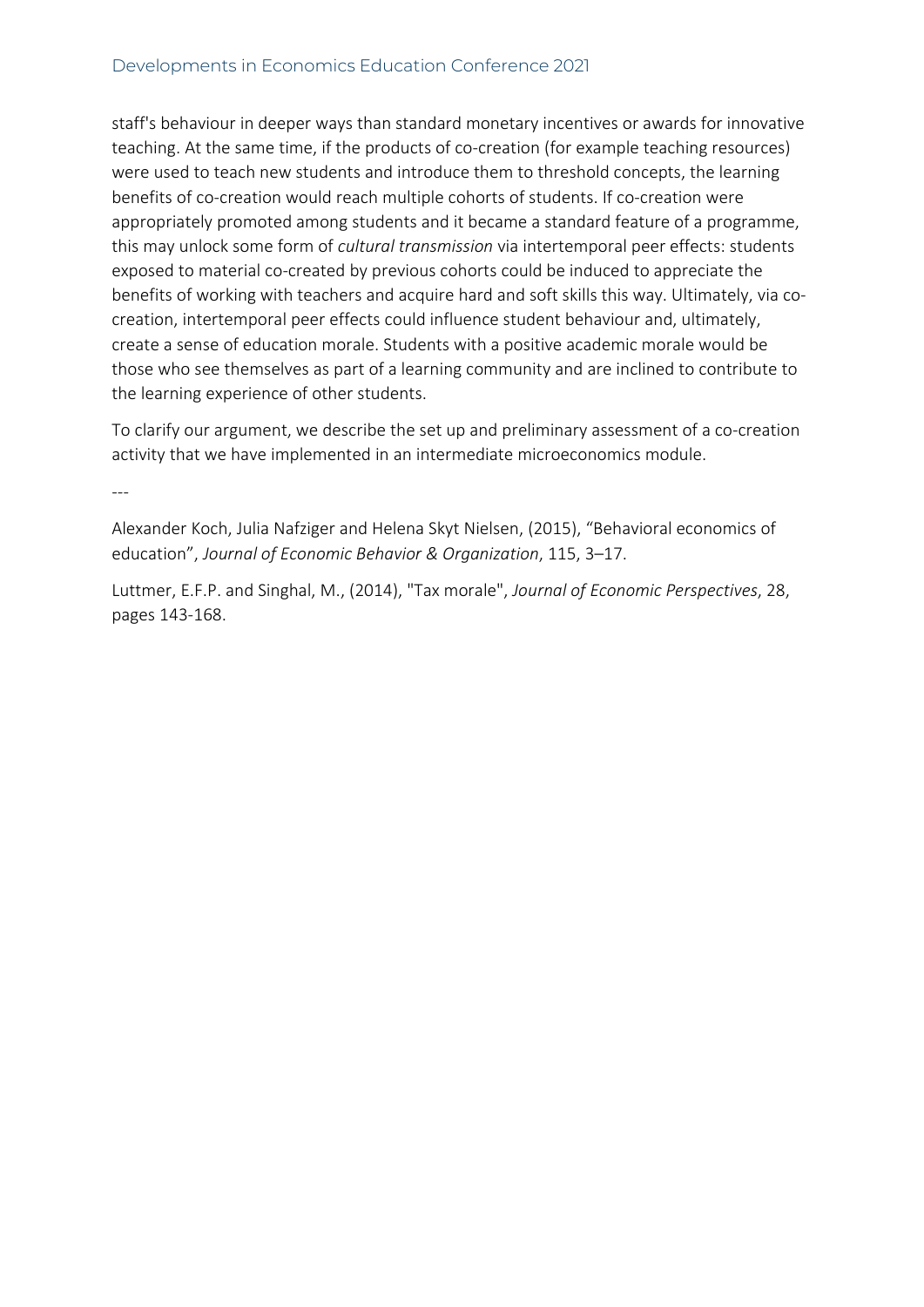staff's behaviour in deeper ways than standard monetary incentives or awards for innovative teaching. At the same time, if the products of co-creation (for example teaching resources) were used to teach new students and introduce them to threshold concepts, the learning benefits of co-creation would reach multiple cohorts of students. If co-creation were appropriately promoted among students and it became a standard feature of a programme, this may unlock some form of *cultural transmission* via intertemporal peer effects: students exposed to material co-created by previous cohorts could be induced to appreciate the benefits of working with teachers and acquire hard and soft skills this way. Ultimately, via co-creation, intertemporal peer effects could influence student behaviour and, ultimately, create a sense of education morale. Students with a positive academic morale would be those who see themselves as part of a learning community and are inclined to contribute to the learning experience of other students.

To clarify our argument, we describe the set up and preliminary assessment of a co-creation activity that we have implemented in an intermediate microeconomics module.

---

Alexander Koch, Julia Nafziger and Helena Skyt Nielsen, (2015), "Behavioral economics of education", *Journal of Economic Behavior & Organization*, 115, 3–17.

Luttmer, E.F.P. and Singhal, M., (2014), "Tax morale", *Journal of Economic Perspectives*, 28, pages 143-168.